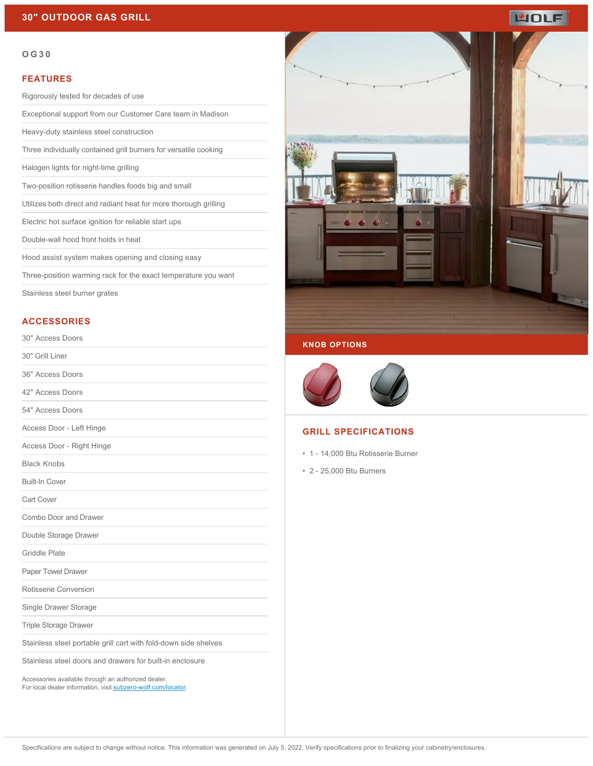# 30" OUTDOOR GAS GRILL

## OG30

### FEATURES

- Rigorously tested for decades of use
- Exceptional support from our Customer Care team in Madison
- Heavy-duty stainless steel construction
- Three individually contained grill burners for versatile cooking
- Halogen lights for night-time grilling
- Two-position rotisserie handles foods big and small
- Utilizes both direct and radiant heat for more thorough grilling
- Electric hot surface ignition for reliable start ups
- Double-wall hood front holds in heat
- Hood assist system makes opening and closing easy
- Three-position warming rack for the exact temperature you want
- Stainless steel burner grates

### ACCESSORIES

- 30" Access Doors
- 30" Grill Liner
- 36" Access Doors
- 42" Access Doors
- 54" Access Doors
- Access Door - Left Hinge
- Access Door - Right Hinge
- Black Knobs
- Built-In Cover
- Cart Cover
- Combo Door and Drawer
- Double Storage Drawer
- Griddle Plate
- Paper Towel Drawer
- Rotisserie Conversion
- Single Drawer Storage
- Triple Storage Drawer
- Stainless steel portable grill cart with fold-down side shelves
- Stainless steel doors and drawers for built-in enclosure

Accessories available through an authorized dealer.
For local dealer information, visit subzero-wolf.com/locator.

### KNOB OPTIONS

### GRILL SPECIFICATIONS

- 1 - 14,000 Btu Rotisserie Burner
- 2 - 25,000 Btu Burners

Specifications are subject to change without notice. This information was generated on July 5, 2022. Verify specifications prior to finalizing your cabinetry/enclosures.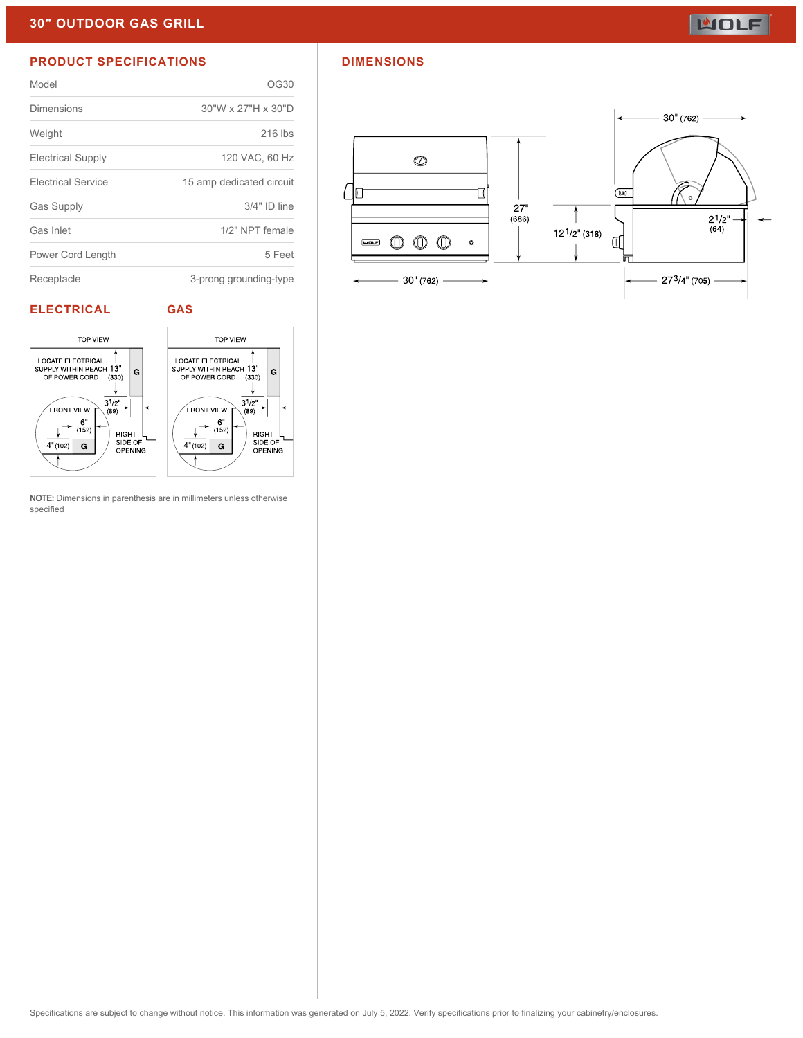# 30" OUTDOOR GAS GRILL

## PRODUCT SPECIFICATIONS

| | |
|---|---|
| Model | OG30 |
| Dimensions | 30"W x 27"H x 30"D |
| Weight | 216 lbs |
| Electrical Supply | 120 VAC, 60 Hz |
| Electrical Service | 15 amp dedicated circuit |
| Gas Supply | 3/4" ID line |
| Gas Inlet | 1/2" NPT female |
| Power Cord Length | 5 Feet |
| Receptacle | 3-prong grounding-type |

## ELECTRICAL

TOP VIEW

LOCATE ELECTRICAL SUPPLY WITHIN REACH OF POWER CORD

13" (330)

G

3 1/2" (89)

FRONT VIEW

6" (152)

4" (102)

G

RIGHT SIDE OF OPENING

## GAS

TOP VIEW

LOCATE ELECTRICAL SUPPLY WITHIN REACH OF POWER CORD

13" (330)

G

3 1/2" (89)

FRONT VIEW

6" (152)

4" (102)

G

RIGHT SIDE OF OPENING

**NOTE:** Dimensions in parenthesis are in millimeters unless otherwise specified

## DIMENSIONS

30" (762)

27" (686)

12 1/2" (318)

30" (762)

2 1/2" (64)

27 3/4" (705)

Specifications are subject to change without notice. This information was generated on July 5, 2022. Verify specifications prior to finalizing your cabinetry/enclosures.